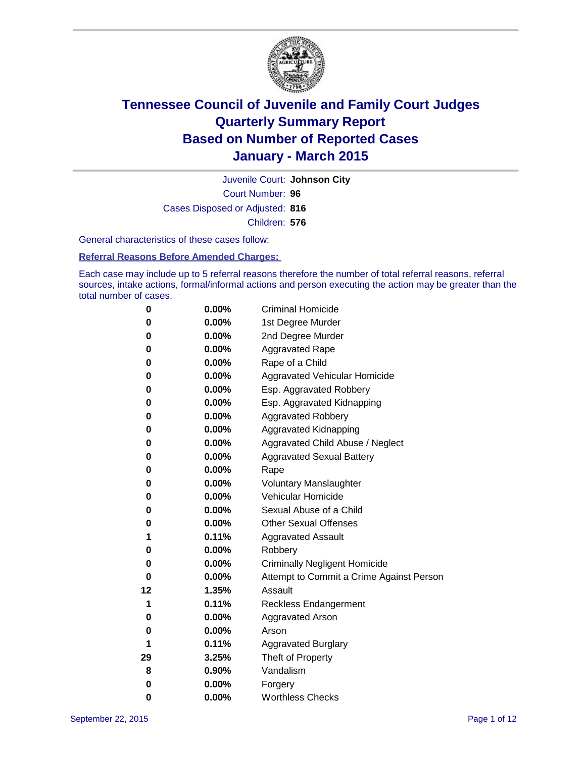# Tennessee Council of Juvenile and Family Court Judges
## Quarterly Summary Report
## Based on Number of Reported Cases
## January - March 2015

Juvenile Court: **Johnson City**

Court Number: **96**

Cases Disposed or Adjusted: **816**

Children: **576**

General characteristics of these cases follow:

**Referral Reasons Before Amended Charges:**

Each case may include up to 5 referral reasons therefore the number of total referral reasons, referral sources, intake actions, formal/informal actions and person executing the action may be greater than the total number of cases.

| Count | Percent | Referral Reason |
|---|---|---|
| 0 | 0.00% | Criminal Homicide |
| 0 | 0.00% | 1st Degree Murder |
| 0 | 0.00% | 2nd Degree Murder |
| 0 | 0.00% | Aggravated Rape |
| 0 | 0.00% | Rape of a Child |
| 0 | 0.00% | Aggravated Vehicular Homicide |
| 0 | 0.00% | Esp. Aggravated Robbery |
| 0 | 0.00% | Esp. Aggravated Kidnapping |
| 0 | 0.00% | Aggravated Robbery |
| 0 | 0.00% | Aggravated Kidnapping |
| 0 | 0.00% | Aggravated Child Abuse / Neglect |
| 0 | 0.00% | Aggravated Sexual Battery |
| 0 | 0.00% | Rape |
| 0 | 0.00% | Voluntary Manslaughter |
| 0 | 0.00% | Vehicular Homicide |
| 0 | 0.00% | Sexual Abuse of a Child |
| 0 | 0.00% | Other Sexual Offenses |
| 1 | 0.11% | Aggravated Assault |
| 0 | 0.00% | Robbery |
| 0 | 0.00% | Criminally Negligent Homicide |
| 0 | 0.00% | Attempt to Commit a Crime Against Person |
| 12 | 1.35% | Assault |
| 1 | 0.11% | Reckless Endangerment |
| 0 | 0.00% | Aggravated Arson |
| 0 | 0.00% | Arson |
| 1 | 0.11% | Aggravated Burglary |
| 29 | 3.25% | Theft of Property |
| 8 | 0.90% | Vandalism |
| 0 | 0.00% | Forgery |
| 0 | 0.00% | Worthless Checks |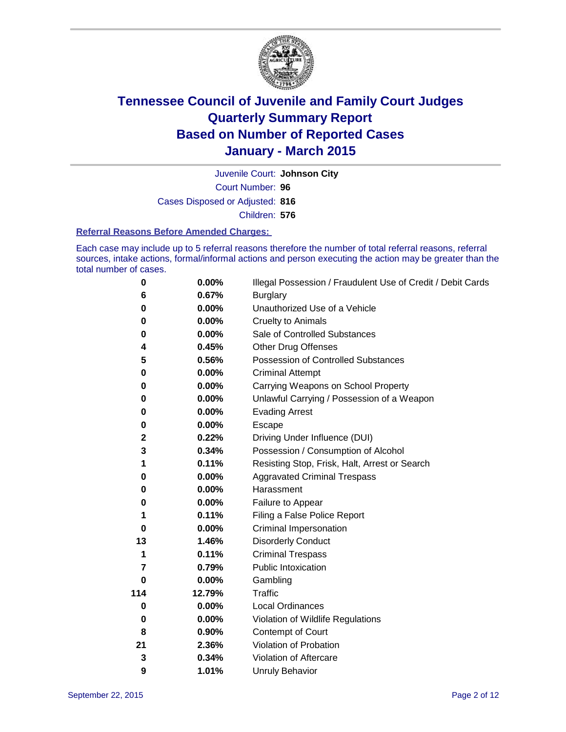# Tennessee Council of Juvenile and Family Court Judges
## Quarterly Summary Report
## Based on Number of Reported Cases
## January - March 2015

Juvenile Court: **Johnson City**

Court Number: **96**

Cases Disposed or Adjusted: **816**

Children: **576**

### Referral Reasons Before Amended Charges:

Each case may include up to 5 referral reasons therefore the number of total referral reasons, referral sources, intake actions, formal/informal actions and person executing the action may be greater than the total number of cases.

| Count | Percent | Referral Reason |
|---|---|---|
| 0 | 0.00% | Illegal Possession / Fraudulent Use of Credit / Debit Cards |
| 6 | 0.67% | Burglary |
| 0 | 0.00% | Unauthorized Use of a Vehicle |
| 0 | 0.00% | Cruelty to Animals |
| 0 | 0.00% | Sale of Controlled Substances |
| 4 | 0.45% | Other Drug Offenses |
| 5 | 0.56% | Possession of Controlled Substances |
| 0 | 0.00% | Criminal Attempt |
| 0 | 0.00% | Carrying Weapons on School Property |
| 0 | 0.00% | Unlawful Carrying / Possession of a Weapon |
| 0 | 0.00% | Evading Arrest |
| 0 | 0.00% | Escape |
| 2 | 0.22% | Driving Under Influence (DUI) |
| 3 | 0.34% | Possession / Consumption of Alcohol |
| 1 | 0.11% | Resisting Stop, Frisk, Halt, Arrest or Search |
| 0 | 0.00% | Aggravated Criminal Trespass |
| 0 | 0.00% | Harassment |
| 0 | 0.00% | Failure to Appear |
| 1 | 0.11% | Filing a False Police Report |
| 0 | 0.00% | Criminal Impersonation |
| 13 | 1.46% | Disorderly Conduct |
| 1 | 0.11% | Criminal Trespass |
| 7 | 0.79% | Public Intoxication |
| 0 | 0.00% | Gambling |
| 114 | 12.79% | Traffic |
| 0 | 0.00% | Local Ordinances |
| 0 | 0.00% | Violation of Wildlife Regulations |
| 8 | 0.90% | Contempt of Court |
| 21 | 2.36% | Violation of Probation |
| 3 | 0.34% | Violation of Aftercare |
| 9 | 1.01% | Unruly Behavior |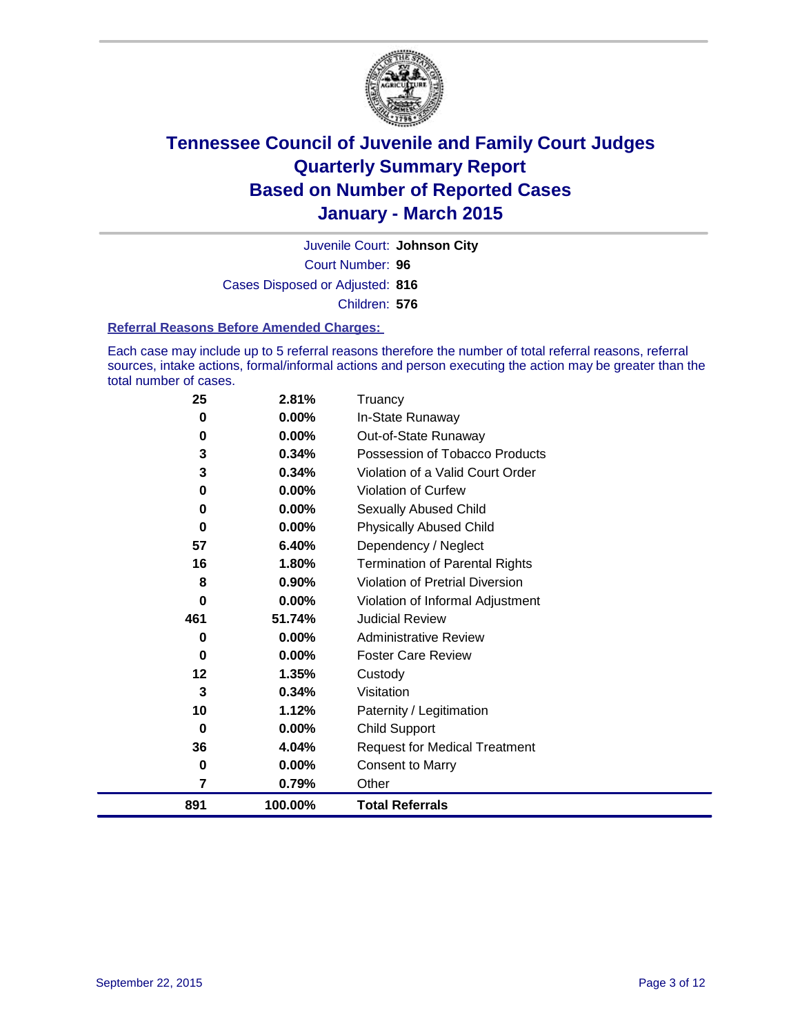# Tennessee Council of Juvenile and Family Court Judges
# Quarterly Summary Report
# Based on Number of Reported Cases
# January - March 2015

Juvenile Court: **Johnson City**

Court Number: **96**

Cases Disposed or Adjusted: **816**

Children: **576**

### Referral Reasons Before Amended Charges:

Each case may include up to 5 referral reasons therefore the number of total referral reasons, referral sources, intake actions, formal/informal actions and person executing the action may be greater than the total number of cases.

| Count | Percent | Referral Reason |
|---|---|---|
| 25 | 2.81% | Truancy |
| 0 | 0.00% | In-State Runaway |
| 0 | 0.00% | Out-of-State Runaway |
| 3 | 0.34% | Possession of Tobacco Products |
| 3 | 0.34% | Violation of a Valid Court Order |
| 0 | 0.00% | Violation of Curfew |
| 0 | 0.00% | Sexually Abused Child |
| 0 | 0.00% | Physically Abused Child |
| 57 | 6.40% | Dependency / Neglect |
| 16 | 1.80% | Termination of Parental Rights |
| 8 | 0.90% | Violation of Pretrial Diversion |
| 0 | 0.00% | Violation of Informal Adjustment |
| 461 | 51.74% | Judicial Review |
| 0 | 0.00% | Administrative Review |
| 0 | 0.00% | Foster Care Review |
| 12 | 1.35% | Custody |
| 3 | 0.34% | Visitation |
| 10 | 1.12% | Paternity / Legitimation |
| 0 | 0.00% | Child Support |
| 36 | 4.04% | Request for Medical Treatment |
| 0 | 0.00% | Consent to Marry |
| 7 | 0.79% | Other |
| **891** | **100.00%** | **Total Referrals** |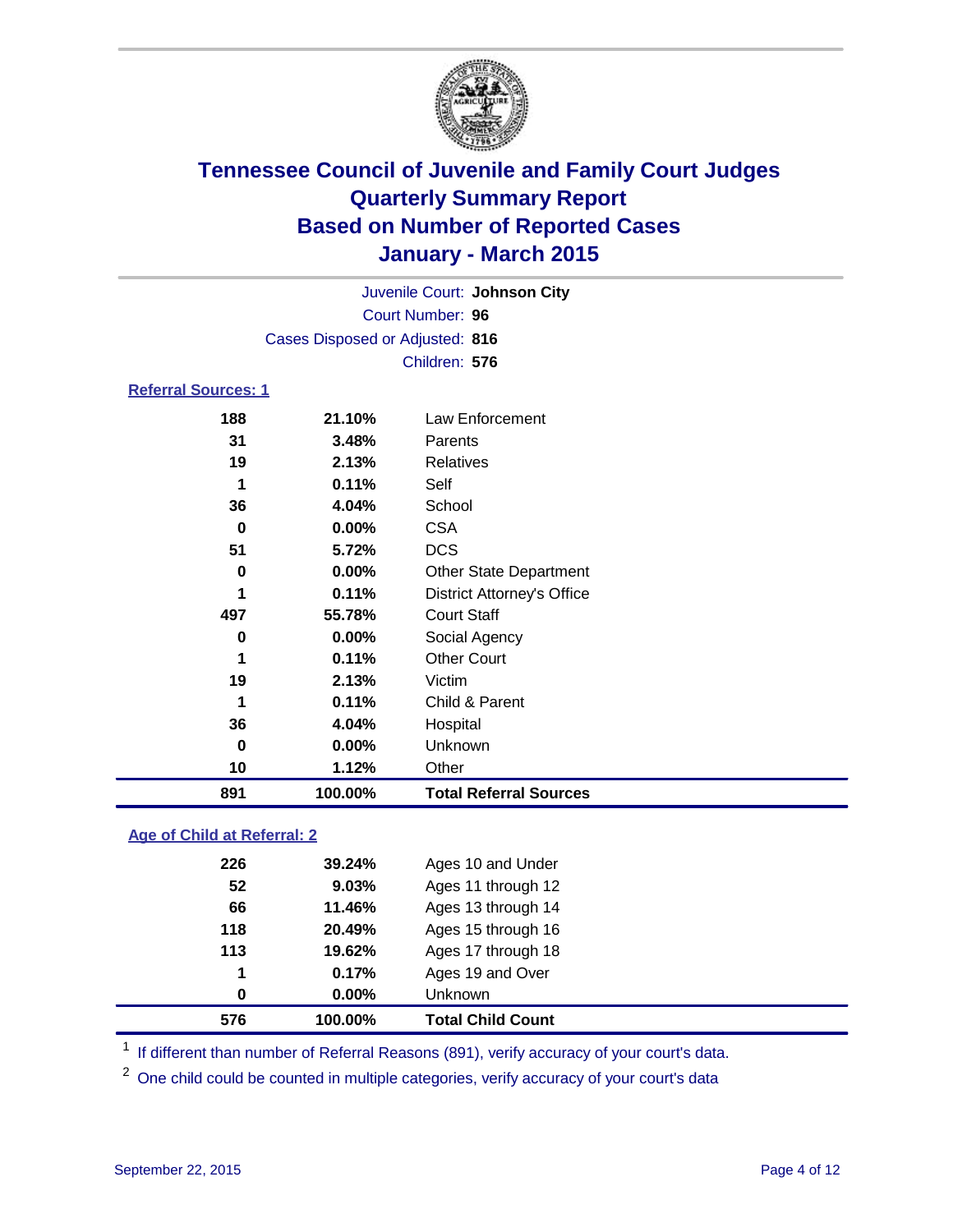# Tennessee Council of Juvenile and Family Court Judges
## Quarterly Summary Report
## Based on Number of Reported Cases
## January - March 2015

Juvenile Court: **Johnson City**
Court Number: **96**
Cases Disposed or Adjusted: **816**
Children: **576**

### Referral Sources: 1

| | | |
|---|---|---|
| 188 | 21.10% | Law Enforcement |
| 31 | 3.48% | Parents |
| 19 | 2.13% | Relatives |
| 1 | 0.11% | Self |
| 36 | 4.04% | School |
| 0 | 0.00% | CSA |
| 51 | 5.72% | DCS |
| 0 | 0.00% | Other State Department |
| 1 | 0.11% | District Attorney's Office |
| 497 | 55.78% | Court Staff |
| 0 | 0.00% | Social Agency |
| 1 | 0.11% | Other Court |
| 19 | 2.13% | Victim |
| 1 | 0.11% | Child & Parent |
| 36 | 4.04% | Hospital |
| 0 | 0.00% | Unknown |
| 10 | 1.12% | Other |
| **891** | **100.00%** | **Total Referral Sources** |

### Age of Child at Referral: 2

| | | |
|---|---|---|
| 226 | 39.24% | Ages 10 and Under |
| 52 | 9.03% | Ages 11 through 12 |
| 66 | 11.46% | Ages 13 through 14 |
| 118 | 20.49% | Ages 15 through 16 |
| 113 | 19.62% | Ages 17 through 18 |
| 1 | 0.17% | Ages 19 and Over |
| 0 | 0.00% | Unknown |
| **576** | **100.00%** | **Total Child Count** |

[1] If different than number of Referral Reasons (891), verify accuracy of your court's data.

[2] One child could be counted in multiple categories, verify accuracy of your court's data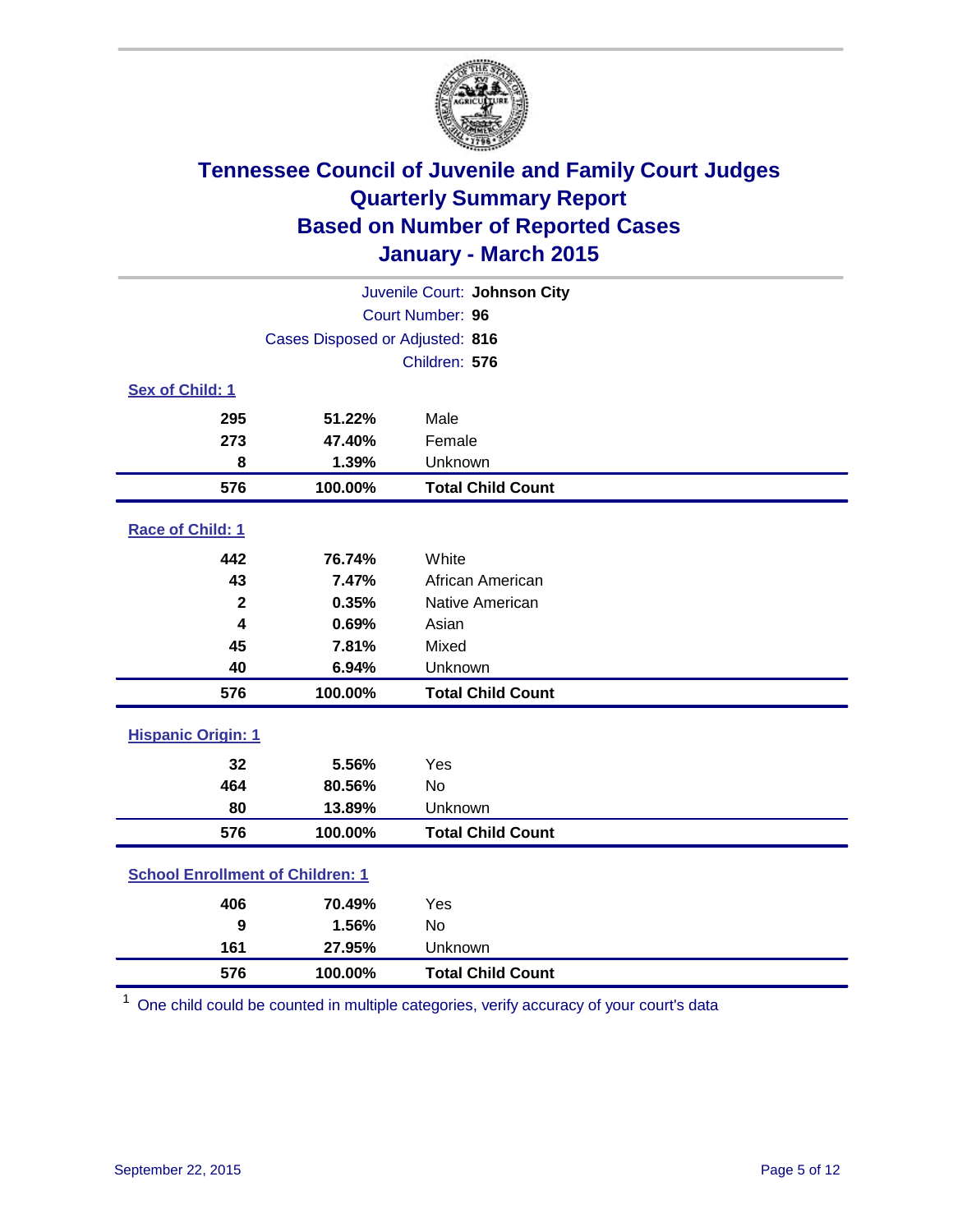# Tennessee Council of Juvenile and Family Court Judges
## Quarterly Summary Report
## Based on Number of Reported Cases
## January - March 2015

Juvenile Court: **Johnson City**

Court Number: **96**

Cases Disposed or Adjusted: **816**

Children: **576**

### Sex of Child: 1

| Count | Percent | Category |
|---|---|---|
| 295 | 51.22% | Male |
| 273 | 47.40% | Female |
| 8 | 1.39% | Unknown |
| **576** | **100.00%** | **Total Child Count** |

### Race of Child: 1

| Count | Percent | Category |
|---|---|---|
| 442 | 76.74% | White |
| 43 | 7.47% | African American |
| 2 | 0.35% | Native American |
| 4 | 0.69% | Asian |
| 45 | 7.81% | Mixed |
| 40 | 6.94% | Unknown |
| **576** | **100.00%** | **Total Child Count** |

### Hispanic Origin: 1

| Count | Percent | Category |
|---|---|---|
| 32 | 5.56% | Yes |
| 464 | 80.56% | No |
| 80 | 13.89% | Unknown |
| **576** | **100.00%** | **Total Child Count** |

### School Enrollment of Children: 1

| Count | Percent | Category |
|---|---|---|
| 406 | 70.49% | Yes |
| 9 | 1.56% | No |
| 161 | 27.95% | Unknown |
| **576** | **100.00%** | **Total Child Count** |

[1] One child could be counted in multiple categories, verify accuracy of your court's data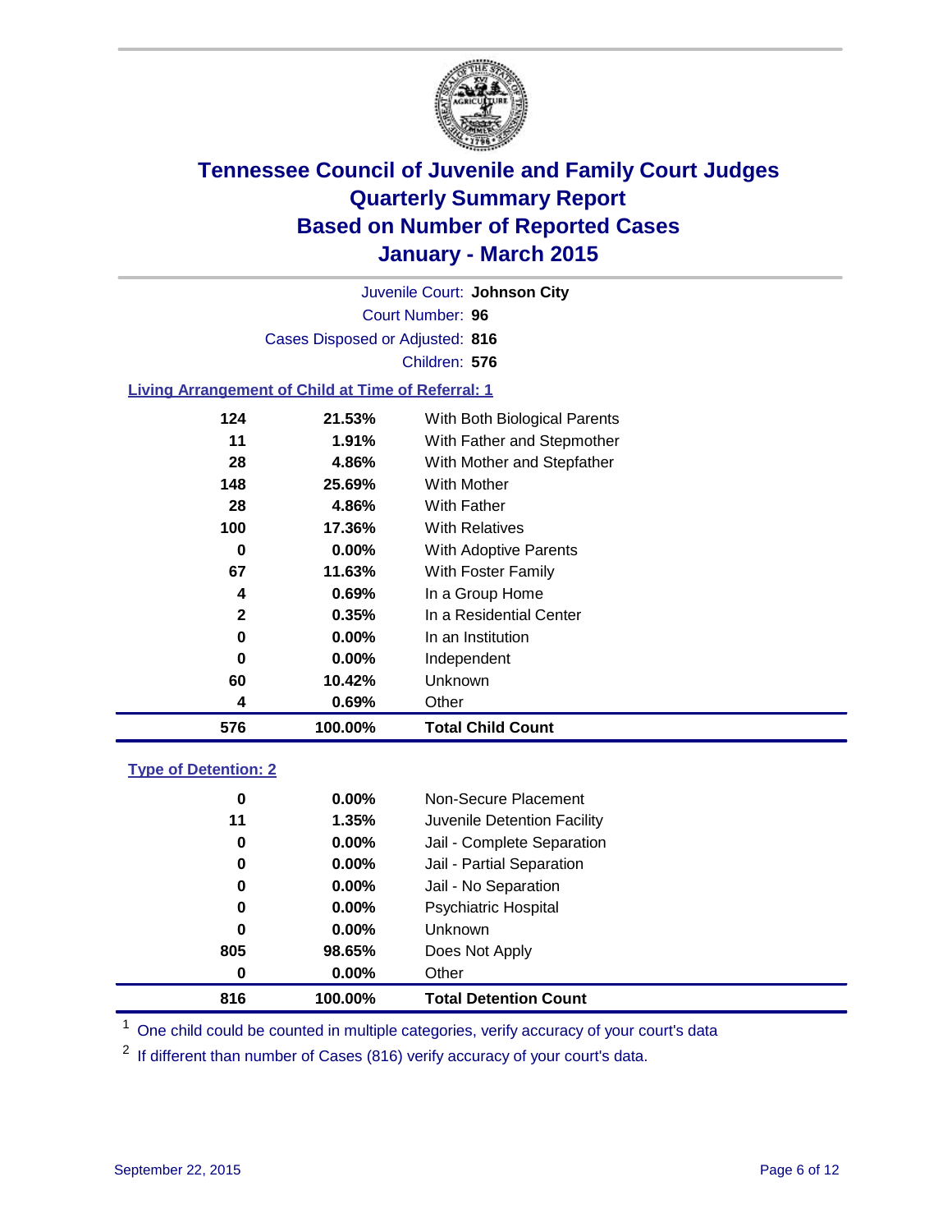# Tennessee Council of Juvenile and Family Court Judges
## Quarterly Summary Report
## Based on Number of Reported Cases
## January - March 2015

Juvenile Court: **Johnson City**
Court Number: **96**
Cases Disposed or Adjusted: **816**
Children: **576**

### Living Arrangement of Child at Time of Referral: 1

| Count | Percent | Living Arrangement |
|---|---|---|
| 124 | 21.53% | With Both Biological Parents |
| 11 | 1.91% | With Father and Stepmother |
| 28 | 4.86% | With Mother and Stepfather |
| 148 | 25.69% | With Mother |
| 28 | 4.86% | With Father |
| 100 | 17.36% | With Relatives |
| 0 | 0.00% | With Adoptive Parents |
| 67 | 11.63% | With Foster Family |
| 4 | 0.69% | In a Group Home |
| 2 | 0.35% | In a Residential Center |
| 0 | 0.00% | In an Institution |
| 0 | 0.00% | Independent |
| 60 | 10.42% | Unknown |
| 4 | 0.69% | Other |
| **576** | **100.00%** | **Total Child Count** |

### Type of Detention: 2

| Count | Percent | Type of Detention |
|---|---|---|
| 0 | 0.00% | Non-Secure Placement |
| 11 | 1.35% | Juvenile Detention Facility |
| 0 | 0.00% | Jail - Complete Separation |
| 0 | 0.00% | Jail - Partial Separation |
| 0 | 0.00% | Jail - No Separation |
| 0 | 0.00% | Psychiatric Hospital |
| 0 | 0.00% | Unknown |
| 805 | 98.65% | Does Not Apply |
| 0 | 0.00% | Other |
| **816** | **100.00%** | **Total Detention Count** |

[1] One child could be counted in multiple categories, verify accuracy of your court's data

[2] If different than number of Cases (816) verify accuracy of your court's data.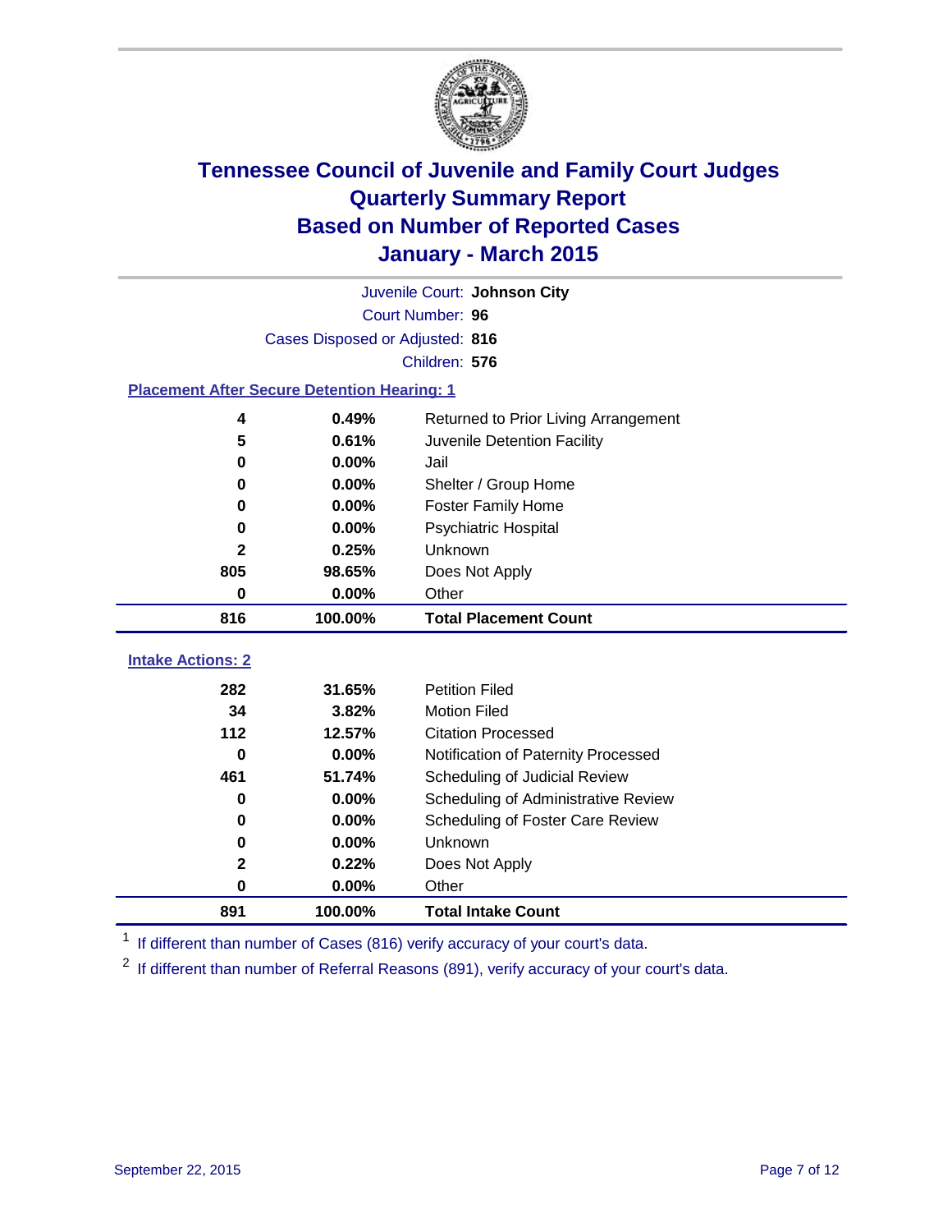# Tennessee Council of Juvenile and Family Court Judges
## Quarterly Summary Report
## Based on Number of Reported Cases
## January - March 2015

Juvenile Court: **Johnson City**

Court Number: **96**

Cases Disposed or Adjusted: **816**

Children: **576**

### Placement After Secure Detention Hearing: 1

| | | |
|---|---|---|
| **4** | **0.49%** | Returned to Prior Living Arrangement |
| **5** | **0.61%** | Juvenile Detention Facility |
| **0** | **0.00%** | Jail |
| **0** | **0.00%** | Shelter / Group Home |
| **0** | **0.00%** | Foster Family Home |
| **0** | **0.00%** | Psychiatric Hospital |
| **2** | **0.25%** | Unknown |
| **805** | **98.65%** | Does Not Apply |
| **0** | **0.00%** | Other |
| **816** | **100.00%** | **Total Placement Count** |

### Intake Actions: 2

| | | |
|---|---|---|
| **282** | **31.65%** | Petition Filed |
| **34** | **3.82%** | Motion Filed |
| **112** | **12.57%** | Citation Processed |
| **0** | **0.00%** | Notification of Paternity Processed |
| **461** | **51.74%** | Scheduling of Judicial Review |
| **0** | **0.00%** | Scheduling of Administrative Review |
| **0** | **0.00%** | Scheduling of Foster Care Review |
| **0** | **0.00%** | Unknown |
| **2** | **0.22%** | Does Not Apply |
| **0** | **0.00%** | Other |
| **891** | **100.00%** | **Total Intake Count** |

[1] If different than number of Cases (816) verify accuracy of your court's data.

[2] If different than number of Referral Reasons (891), verify accuracy of your court's data.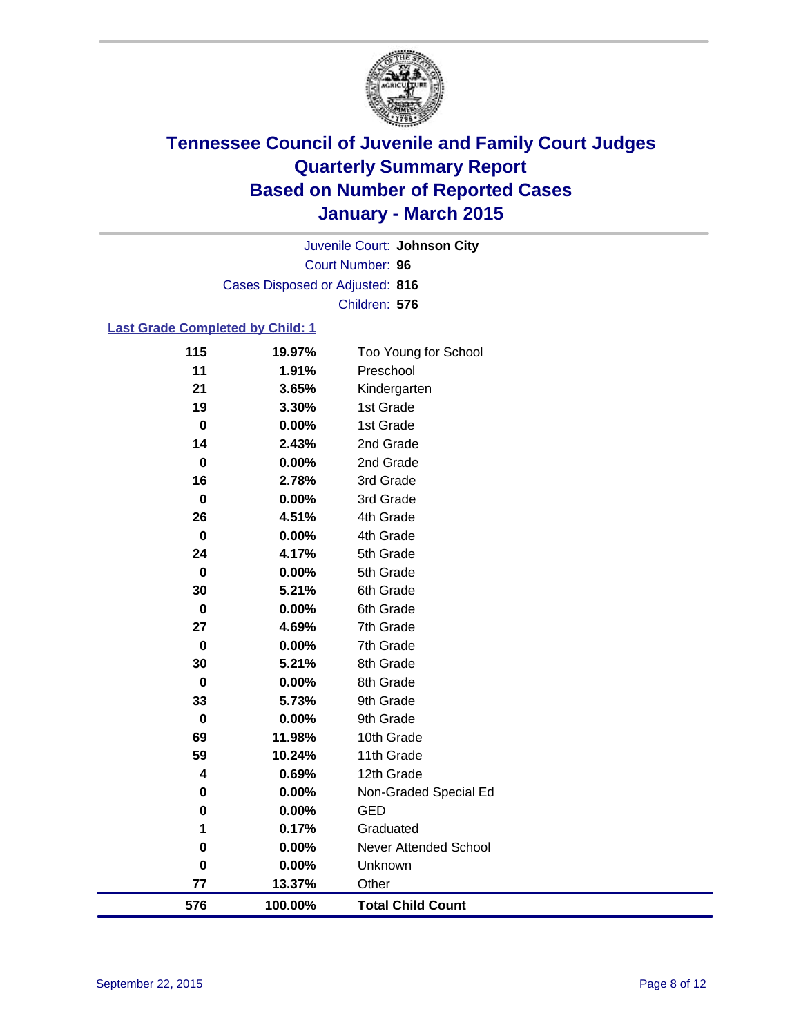# Tennessee Council of Juvenile and Family Court Judges
# Quarterly Summary Report
# Based on Number of Reported Cases
# January - March 2015

Juvenile Court: **Johnson City**
Court Number: **96**
Cases Disposed or Adjusted: **816**
Children: **576**

## Last Grade Completed by Child: 1

| Count | Percent | Grade |
|---|---|---|
| 115 | 19.97% | Too Young for School |
| 11 | 1.91% | Preschool |
| 21 | 3.65% | Kindergarten |
| 19 | 3.30% | 1st Grade |
| 0 | 0.00% | 1st Grade |
| 14 | 2.43% | 2nd Grade |
| 0 | 0.00% | 2nd Grade |
| 16 | 2.78% | 3rd Grade |
| 0 | 0.00% | 3rd Grade |
| 26 | 4.51% | 4th Grade |
| 0 | 0.00% | 4th Grade |
| 24 | 4.17% | 5th Grade |
| 0 | 0.00% | 5th Grade |
| 30 | 5.21% | 6th Grade |
| 0 | 0.00% | 6th Grade |
| 27 | 4.69% | 7th Grade |
| 0 | 0.00% | 7th Grade |
| 30 | 5.21% | 8th Grade |
| 0 | 0.00% | 8th Grade |
| 33 | 5.73% | 9th Grade |
| 0 | 0.00% | 9th Grade |
| 69 | 11.98% | 10th Grade |
| 59 | 10.24% | 11th Grade |
| 4 | 0.69% | 12th Grade |
| 0 | 0.00% | Non-Graded Special Ed |
| 0 | 0.00% | GED |
| 1 | 0.17% | Graduated |
| 0 | 0.00% | Never Attended School |
| 0 | 0.00% | Unknown |
| 77 | 13.37% | Other |
| **576** | **100.00%** | **Total Child Count** |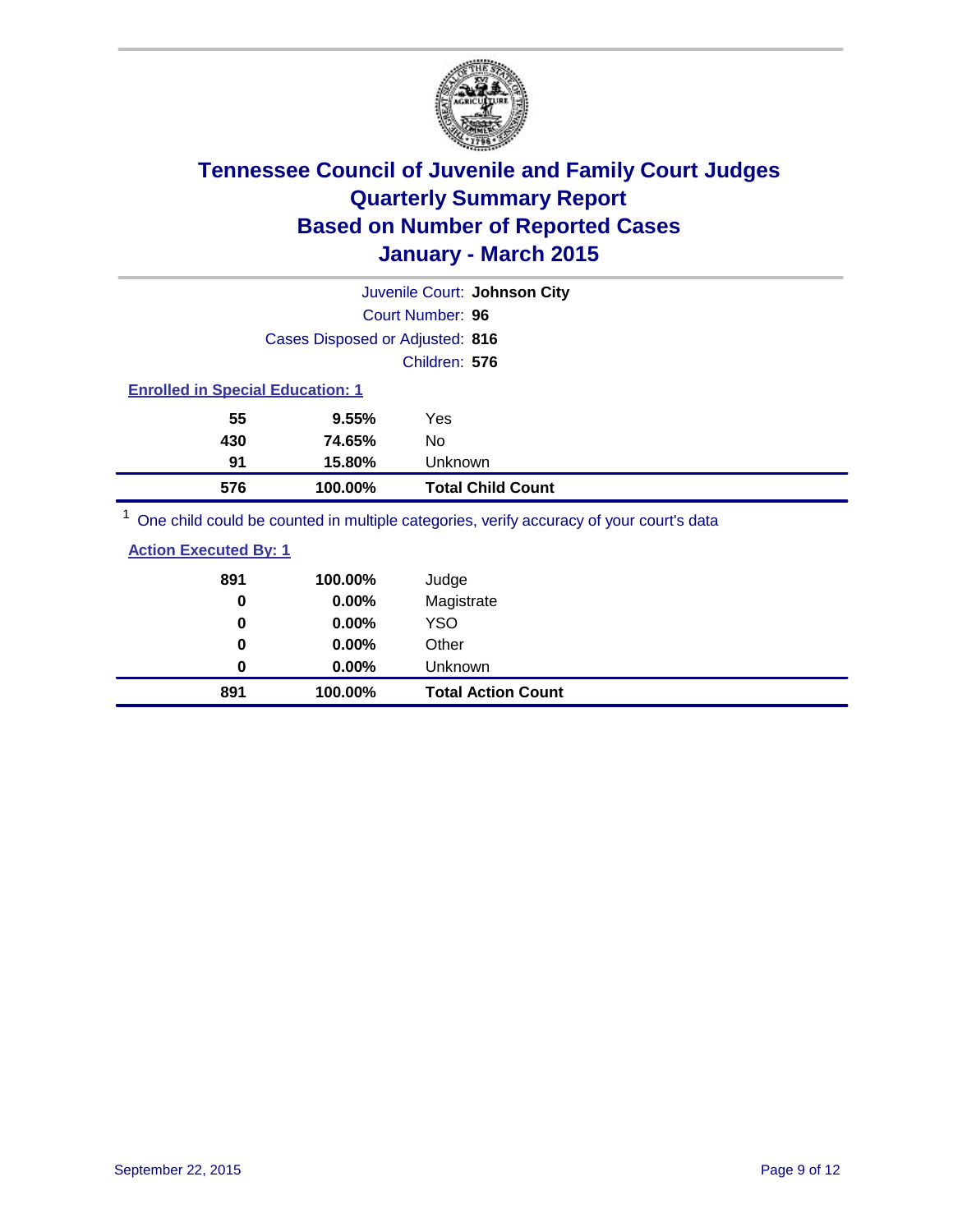# Tennessee Council of Juvenile and Family Court Judges
# Quarterly Summary Report
# Based on Number of Reported Cases
# January - March 2015

Juvenile Court: **Johnson City**

Court Number: **96**

Cases Disposed or Adjusted: **816**

Children: **576**

**Enrolled in Special Education: 1**

| | | |
|---|---|---|
| 55 | 9.55% | Yes |
| 430 | 74.65% | No |
| 91 | 15.80% | Unknown |
| **576** | **100.00%** | **Total Child Count** |

[1] One child could be counted in multiple categories, verify accuracy of your court's data

**Action Executed By: 1**

| | | |
|---|---|---|
| 891 | 100.00% | Judge |
| 0 | 0.00% | Magistrate |
| 0 | 0.00% | YSO |
| 0 | 0.00% | Other |
| 0 | 0.00% | Unknown |
| **891** | **100.00%** | **Total Action Count** |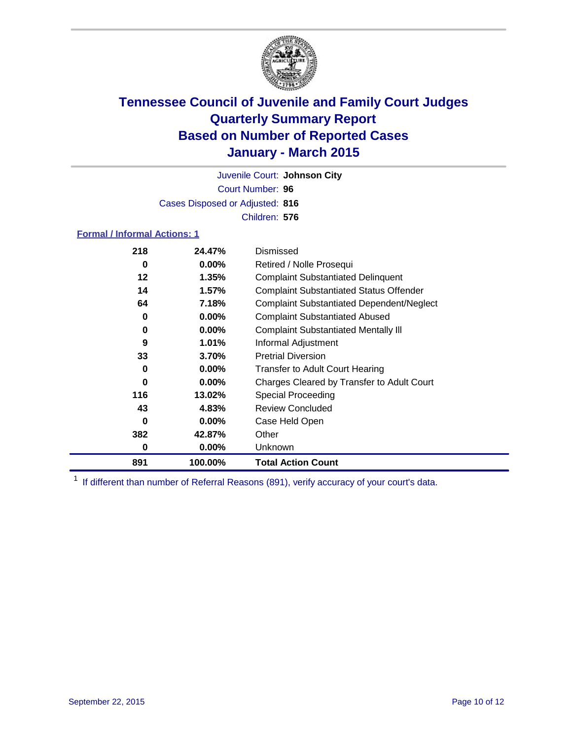# Tennessee Council of Juvenile and Family Court Judges
## Quarterly Summary Report
## Based on Number of Reported Cases
## January - March 2015

Juvenile Court: **Johnson City**

Court Number: **96**

Cases Disposed or Adjusted: **816**

Children: **576**

### Formal / Informal Actions: 1

| Count | Percent | Action |
|---|---|---|
| 218 | 24.47% | Dismissed |
| 0 | 0.00% | Retired / Nolle Prosequi |
| 12 | 1.35% | Complaint Substantiated Delinquent |
| 14 | 1.57% | Complaint Substantiated Status Offender |
| 64 | 7.18% | Complaint Substantiated Dependent/Neglect |
| 0 | 0.00% | Complaint Substantiated Abused |
| 0 | 0.00% | Complaint Substantiated Mentally Ill |
| 9 | 1.01% | Informal Adjustment |
| 33 | 3.70% | Pretrial Diversion |
| 0 | 0.00% | Transfer to Adult Court Hearing |
| 0 | 0.00% | Charges Cleared by Transfer to Adult Court |
| 116 | 13.02% | Special Proceeding |
| 43 | 4.83% | Review Concluded |
| 0 | 0.00% | Case Held Open |
| 382 | 42.87% | Other |
| 0 | 0.00% | Unknown |
| **891** | **100.00%** | **Total Action Count** |

[1] If different than number of Referral Reasons (891), verify accuracy of your court's data.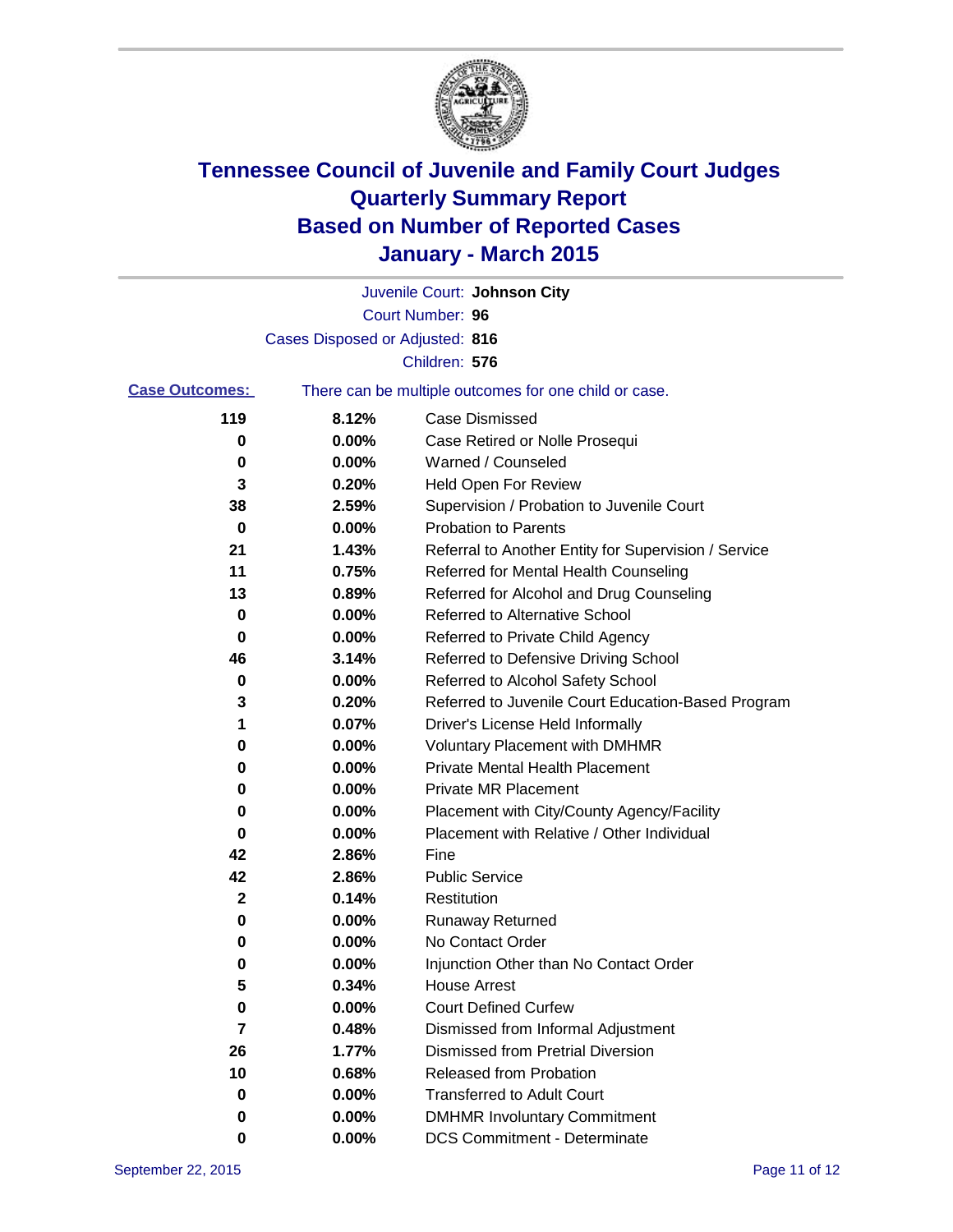# Tennessee Council of Juvenile and Family Court Judges
## Quarterly Summary Report
## Based on Number of Reported Cases
## January - March 2015

Juvenile Court: **Johnson City**

Court Number: **96**

Cases Disposed or Adjusted: **816**

Children: **576**

**Case Outcomes:** There can be multiple outcomes for one child or case.

| Count | Percent | Outcome |
|---|---|---|
| 119 | 8.12% | Case Dismissed |
| 0 | 0.00% | Case Retired or Nolle Prosequi |
| 0 | 0.00% | Warned / Counseled |
| 3 | 0.20% | Held Open For Review |
| 38 | 2.59% | Supervision / Probation to Juvenile Court |
| 0 | 0.00% | Probation to Parents |
| 21 | 1.43% | Referral to Another Entity for Supervision / Service |
| 11 | 0.75% | Referred for Mental Health Counseling |
| 13 | 0.89% | Referred for Alcohol and Drug Counseling |
| 0 | 0.00% | Referred to Alternative School |
| 0 | 0.00% | Referred to Private Child Agency |
| 46 | 3.14% | Referred to Defensive Driving School |
| 0 | 0.00% | Referred to Alcohol Safety School |
| 3 | 0.20% | Referred to Juvenile Court Education-Based Program |
| 1 | 0.07% | Driver's License Held Informally |
| 0 | 0.00% | Voluntary Placement with DMHMR |
| 0 | 0.00% | Private Mental Health Placement |
| 0 | 0.00% | Private MR Placement |
| 0 | 0.00% | Placement with City/County Agency/Facility |
| 0 | 0.00% | Placement with Relative / Other Individual |
| 42 | 2.86% | Fine |
| 42 | 2.86% | Public Service |
| 2 | 0.14% | Restitution |
| 0 | 0.00% | Runaway Returned |
| 0 | 0.00% | No Contact Order |
| 0 | 0.00% | Injunction Other than No Contact Order |
| 5 | 0.34% | House Arrest |
| 0 | 0.00% | Court Defined Curfew |
| 7 | 0.48% | Dismissed from Informal Adjustment |
| 26 | 1.77% | Dismissed from Pretrial Diversion |
| 10 | 0.68% | Released from Probation |
| 0 | 0.00% | Transferred to Adult Court |
| 0 | 0.00% | DMHMR Involuntary Commitment |
| 0 | 0.00% | DCS Commitment - Determinate |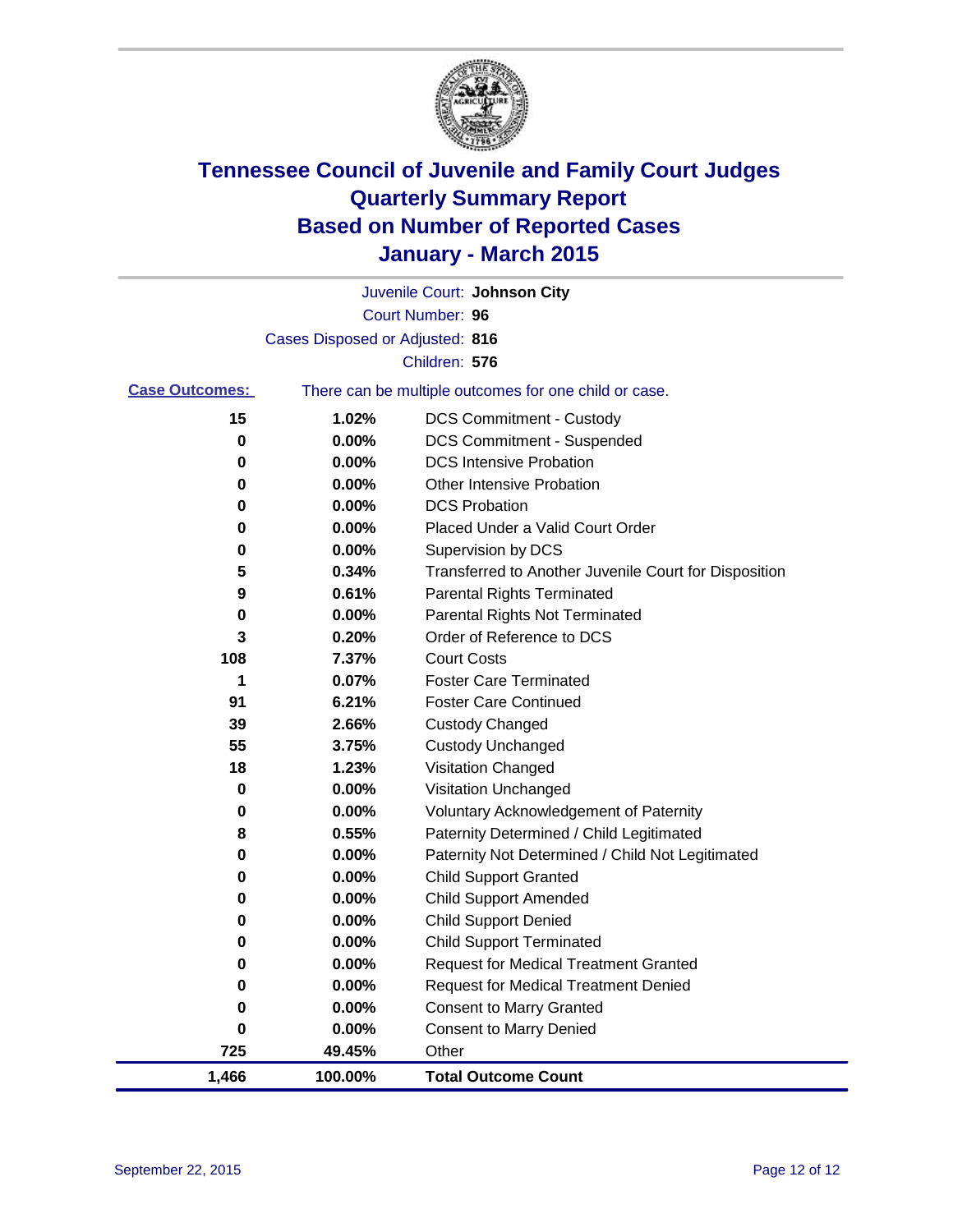# Tennessee Council of Juvenile and Family Court Judges
# Quarterly Summary Report
# Based on Number of Reported Cases
# January - March 2015

Juvenile Court: **Johnson City**

Court Number: **96**

Cases Disposed or Adjusted: **816**

Children: **576**

**Case Outcomes:** There can be multiple outcomes for one child or case.

| | | |
|---|---|---|
| 15 | 1.02% | DCS Commitment - Custody |
| 0 | 0.00% | DCS Commitment - Suspended |
| 0 | 0.00% | DCS Intensive Probation |
| 0 | 0.00% | Other Intensive Probation |
| 0 | 0.00% | DCS Probation |
| 0 | 0.00% | Placed Under a Valid Court Order |
| 0 | 0.00% | Supervision by DCS |
| 5 | 0.34% | Transferred to Another Juvenile Court for Disposition |
| 9 | 0.61% | Parental Rights Terminated |
| 0 | 0.00% | Parental Rights Not Terminated |
| 3 | 0.20% | Order of Reference to DCS |
| 108 | 7.37% | Court Costs |
| 1 | 0.07% | Foster Care Terminated |
| 91 | 6.21% | Foster Care Continued |
| 39 | 2.66% | Custody Changed |
| 55 | 3.75% | Custody Unchanged |
| 18 | 1.23% | Visitation Changed |
| 0 | 0.00% | Visitation Unchanged |
| 0 | 0.00% | Voluntary Acknowledgement of Paternity |
| 8 | 0.55% | Paternity Determined / Child Legitimated |
| 0 | 0.00% | Paternity Not Determined / Child Not Legitimated |
| 0 | 0.00% | Child Support Granted |
| 0 | 0.00% | Child Support Amended |
| 0 | 0.00% | Child Support Denied |
| 0 | 0.00% | Child Support Terminated |
| 0 | 0.00% | Request for Medical Treatment Granted |
| 0 | 0.00% | Request for Medical Treatment Denied |
| 0 | 0.00% | Consent to Marry Granted |
| 0 | 0.00% | Consent to Marry Denied |
| 725 | 49.45% | Other |
| **1,466** | **100.00%** | **Total Outcome Count** |